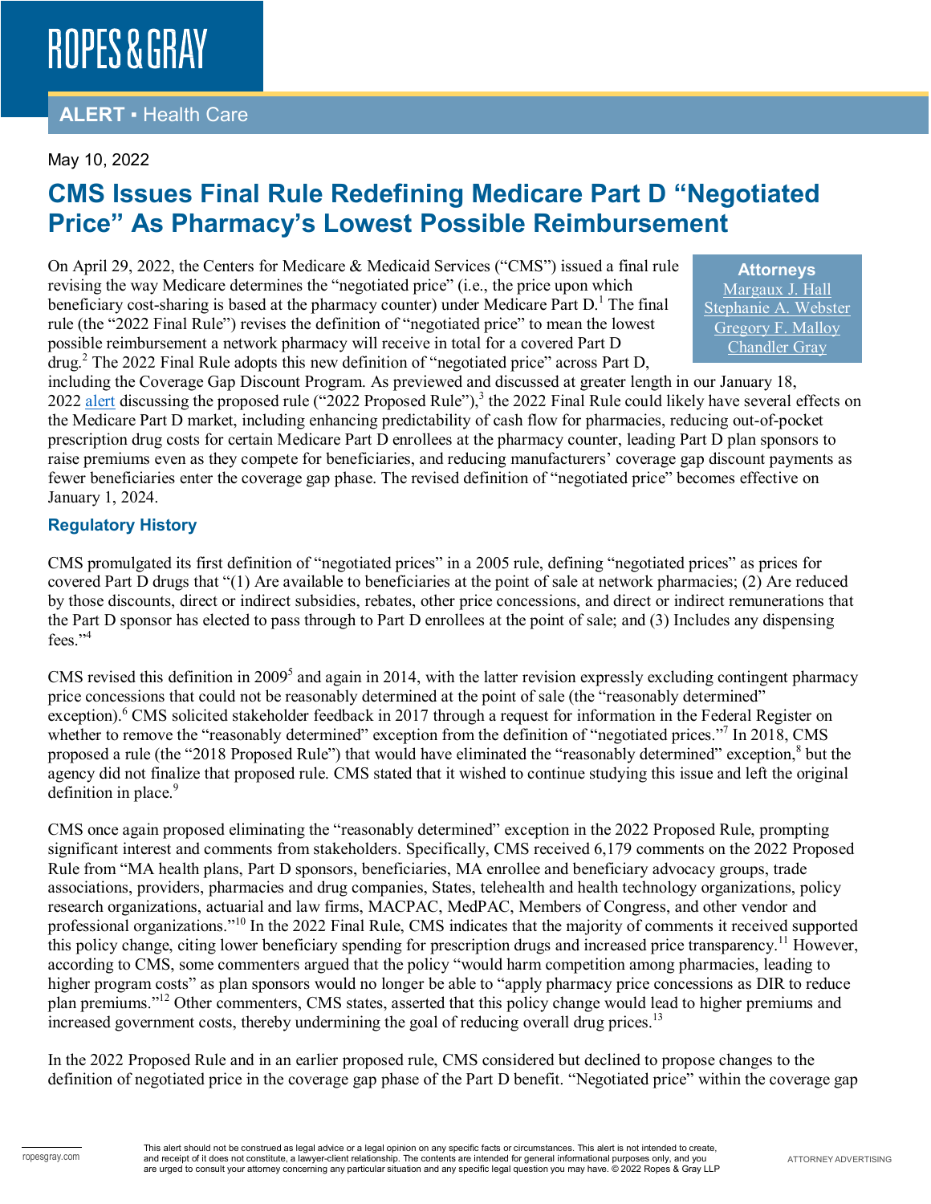# ROPES & GRAY

**ALERT ▪ Health Care**

May 10, 2022

## CMS Issues Final Rule Redefining Medicare Part D "Negotiated Price" As Pharmacy's Lowest Possible Reimbursement

**Attorneys**
Margaux J. Hall
Stephanie A. Webster
Gregory F. Malloy
Chandler Gray

On April 29, 2022, the Centers for Medicare & Medicaid Services ("CMS") issued a final rule revising the way Medicare determines the "negotiated price" (i.e., the price upon which beneficiary cost-sharing is based at the pharmacy counter) under Medicare Part D.[1] The final rule (the "2022 Final Rule") revises the definition of "negotiated price" to mean the lowest possible reimbursement a network pharmacy will receive in total for a covered Part D drug.[2] The 2022 Final Rule adopts this new definition of "negotiated price" across Part D, including the Coverage Gap Discount Program. As previewed and discussed at greater length in our January 18, 2022 alert discussing the proposed rule ("2022 Proposed Rule"),[3] the 2022 Final Rule could likely have several effects on the Medicare Part D market, including enhancing predictability of cash flow for pharmacies, reducing out-of-pocket prescription drug costs for certain Medicare Part D enrollees at the pharmacy counter, leading Part D plan sponsors to raise premiums even as they compete for beneficiaries, and reducing manufacturers' coverage gap discount payments as fewer beneficiaries enter the coverage gap phase. The revised definition of "negotiated price" becomes effective on January 1, 2024.

### Regulatory History

CMS promulgated its first definition of "negotiated prices" in a 2005 rule, defining "negotiated prices" as prices for covered Part D drugs that "(1) Are available to beneficiaries at the point of sale at network pharmacies; (2) Are reduced by those discounts, direct or indirect subsidies, rebates, other price concessions, and direct or indirect remunerations that the Part D sponsor has elected to pass through to Part D enrollees at the point of sale; and (3) Includes any dispensing fees."[4]

CMS revised this definition in 2009[5] and again in 2014, with the latter revision expressly excluding contingent pharmacy price concessions that could not be reasonably determined at the point of sale (the "reasonably determined" exception).[6] CMS solicited stakeholder feedback in 2017 through a request for information in the Federal Register on whether to remove the "reasonably determined" exception from the definition of "negotiated prices."[7] In 2018, CMS proposed a rule (the "2018 Proposed Rule") that would have eliminated the "reasonably determined" exception,[8] but the agency did not finalize that proposed rule. CMS stated that it wished to continue studying this issue and left the original definition in place.[9]

CMS once again proposed eliminating the "reasonably determined" exception in the 2022 Proposed Rule, prompting significant interest and comments from stakeholders. Specifically, CMS received 6,179 comments on the 2022 Proposed Rule from "MA health plans, Part D sponsors, beneficiaries, MA enrollee and beneficiary advocacy groups, trade associations, providers, pharmacies and drug companies, States, telehealth and health technology organizations, policy research organizations, actuarial and law firms, MACPAC, MedPAC, Members of Congress, and other vendor and professional organizations."[10] In the 2022 Final Rule, CMS indicates that the majority of comments it received supported this policy change, citing lower beneficiary spending for prescription drugs and increased price transparency.[11] However, according to CMS, some commenters argued that the policy "would harm competition among pharmacies, leading to higher program costs" as plan sponsors would no longer be able to "apply pharmacy price concessions as DIR to reduce plan premiums."[12] Other commenters, CMS states, asserted that this policy change would lead to higher premiums and increased government costs, thereby undermining the goal of reducing overall drug prices.[13]

In the 2022 Proposed Rule and in an earlier proposed rule, CMS considered but declined to propose changes to the definition of negotiated price in the coverage gap phase of the Part D benefit. "Negotiated price" within the coverage gap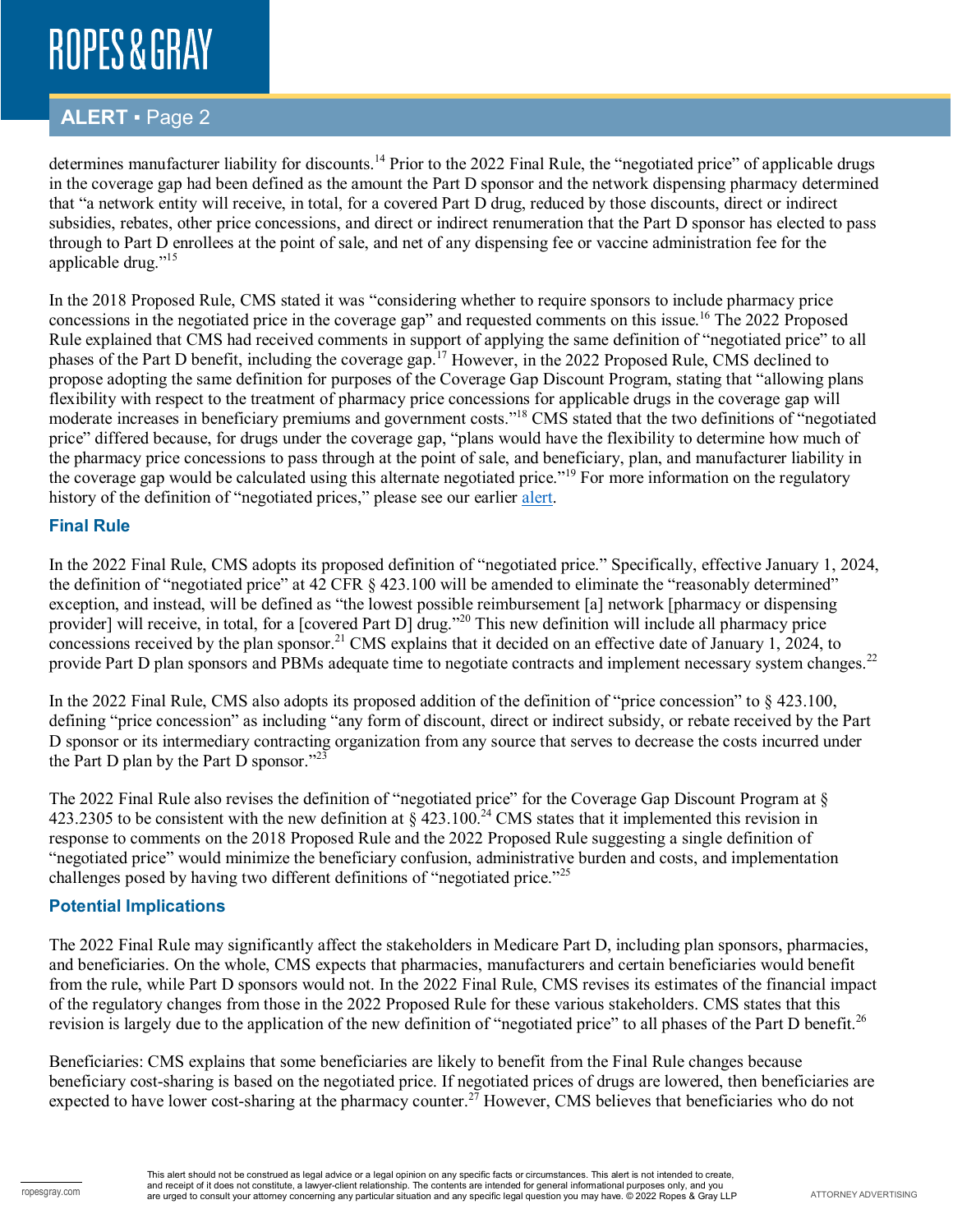determines manufacturer liability for discounts.[14] Prior to the 2022 Final Rule, the "negotiated price" of applicable drugs in the coverage gap had been defined as the amount the Part D sponsor and the network dispensing pharmacy determined that "a network entity will receive, in total, for a covered Part D drug, reduced by those discounts, direct or indirect subsidies, rebates, other price concessions, and direct or indirect renumeration that the Part D sponsor has elected to pass through to Part D enrollees at the point of sale, and net of any dispensing fee or vaccine administration fee for the applicable drug."[15]

In the 2018 Proposed Rule, CMS stated it was "considering whether to require sponsors to include pharmacy price concessions in the negotiated price in the coverage gap" and requested comments on this issue.[16] The 2022 Proposed Rule explained that CMS had received comments in support of applying the same definition of "negotiated price" to all phases of the Part D benefit, including the coverage gap.[17] However, in the 2022 Proposed Rule, CMS declined to propose adopting the same definition for purposes of the Coverage Gap Discount Program, stating that "allowing plans flexibility with respect to the treatment of pharmacy price concessions for applicable drugs in the coverage gap will moderate increases in beneficiary premiums and government costs."[18] CMS stated that the two definitions of "negotiated price" differed because, for drugs under the coverage gap, "plans would have the flexibility to determine how much of the pharmacy price concessions to pass through at the point of sale, and beneficiary, plan, and manufacturer liability in the coverage gap would be calculated using this alternate negotiated price."[19] For more information on the regulatory history of the definition of "negotiated prices," please see our earlier alert.

### Final Rule

In the 2022 Final Rule, CMS adopts its proposed definition of "negotiated price." Specifically, effective January 1, 2024, the definition of "negotiated price" at 42 CFR § 423.100 will be amended to eliminate the "reasonably determined" exception, and instead, will be defined as "the lowest possible reimbursement [a] network [pharmacy or dispensing provider] will receive, in total, for a [covered Part D] drug."[20] This new definition will include all pharmacy price concessions received by the plan sponsor.[21] CMS explains that it decided on an effective date of January 1, 2024, to provide Part D plan sponsors and PBMs adequate time to negotiate contracts and implement necessary system changes.[22]

In the 2022 Final Rule, CMS also adopts its proposed addition of the definition of "price concession" to § 423.100, defining "price concession" as including "any form of discount, direct or indirect subsidy, or rebate received by the Part D sponsor or its intermediary contracting organization from any source that serves to decrease the costs incurred under the Part D plan by the Part D sponsor."[23]

The 2022 Final Rule also revises the definition of "negotiated price" for the Coverage Gap Discount Program at § 423.2305 to be consistent with the new definition at § 423.100.[24] CMS states that it implemented this revision in response to comments on the 2018 Proposed Rule and the 2022 Proposed Rule suggesting a single definition of "negotiated price" would minimize the beneficiary confusion, administrative burden and costs, and implementation challenges posed by having two different definitions of "negotiated price."[25]

### Potential Implications

The 2022 Final Rule may significantly affect the stakeholders in Medicare Part D, including plan sponsors, pharmacies, and beneficiaries. On the whole, CMS expects that pharmacies, manufacturers and certain beneficiaries would benefit from the rule, while Part D sponsors would not. In the 2022 Final Rule, CMS revises its estimates of the financial impact of the regulatory changes from those in the 2022 Proposed Rule for these various stakeholders. CMS states that this revision is largely due to the application of the new definition of "negotiated price" to all phases of the Part D benefit.[26]

Beneficiaries: CMS explains that some beneficiaries are likely to benefit from the Final Rule changes because beneficiary cost-sharing is based on the negotiated price. If negotiated prices of drugs are lowered, then beneficiaries are expected to have lower cost-sharing at the pharmacy counter.[27] However, CMS believes that beneficiaries who do not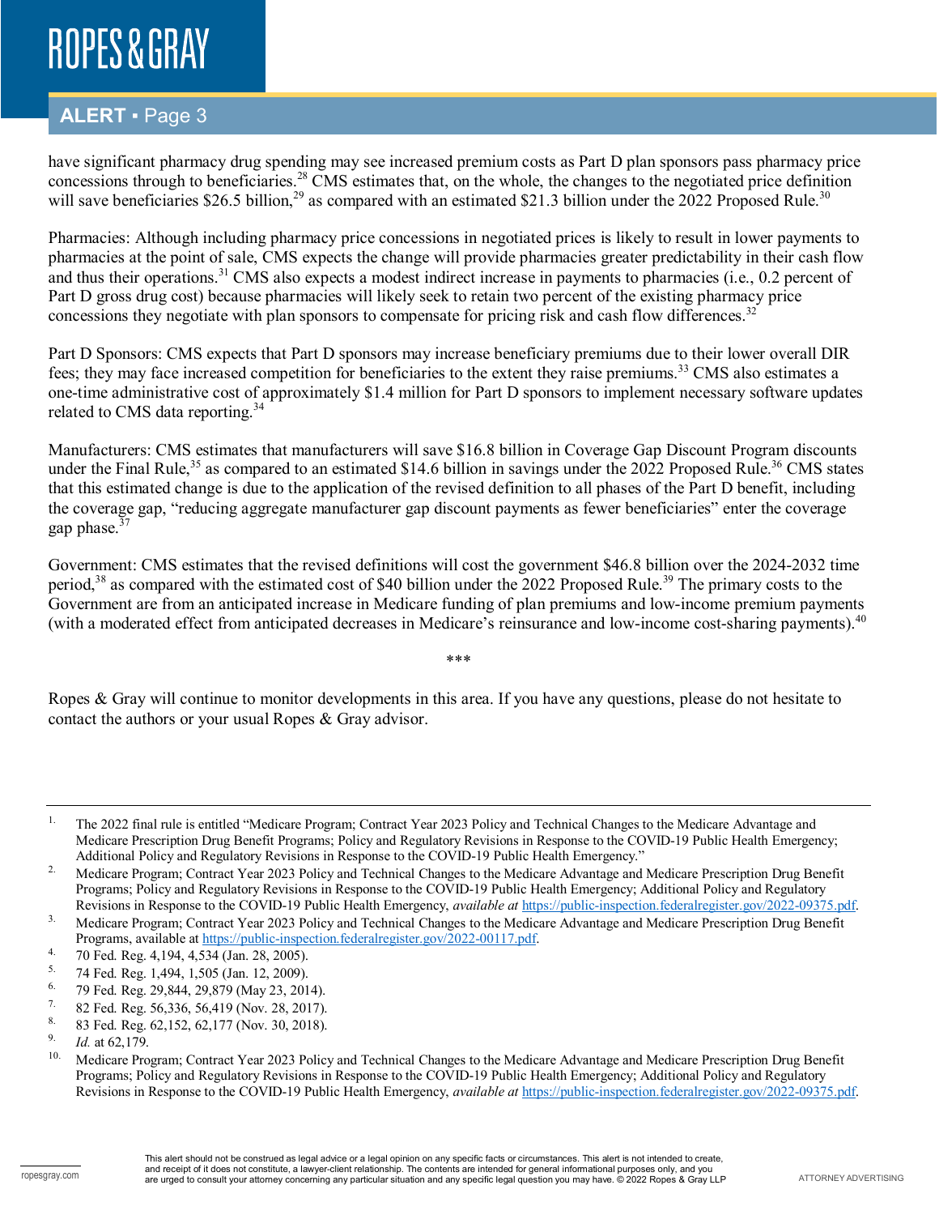have significant pharmacy drug spending may see increased premium costs as Part D plan sponsors pass pharmacy price concessions through to beneficiaries.[28] CMS estimates that, on the whole, the changes to the negotiated price definition will save beneficiaries $26.5 billion,[29] as compared with an estimated $21.3 billion under the 2022 Proposed Rule.[30]

Pharmacies: Although including pharmacy price concessions in negotiated prices is likely to result in lower payments to pharmacies at the point of sale, CMS expects the change will provide pharmacies greater predictability in their cash flow and thus their operations.[31] CMS also expects a modest indirect increase in payments to pharmacies (i.e., 0.2 percent of Part D gross drug cost) because pharmacies will likely seek to retain two percent of the existing pharmacy price concessions they negotiate with plan sponsors to compensate for pricing risk and cash flow differences.[32]

Part D Sponsors: CMS expects that Part D sponsors may increase beneficiary premiums due to their lower overall DIR fees; they may face increased competition for beneficiaries to the extent they raise premiums.[33] CMS also estimates a one-time administrative cost of approximately $1.4 million for Part D sponsors to implement necessary software updates related to CMS data reporting.[34]

Manufacturers: CMS estimates that manufacturers will save $16.8 billion in Coverage Gap Discount Program discounts under the Final Rule,[35] as compared to an estimated $14.6 billion in savings under the 2022 Proposed Rule.[36] CMS states that this estimated change is due to the application of the revised definition to all phases of the Part D benefit, including the coverage gap, "reducing aggregate manufacturer gap discount payments as fewer beneficiaries" enter the coverage gap phase.[37]

Government: CMS estimates that the revised definitions will cost the government $46.8 billion over the 2024-2032 time period,[38] as compared with the estimated cost of $40 billion under the 2022 Proposed Rule.[39] The primary costs to the Government are from an anticipated increase in Medicare funding of plan premiums and low-income premium payments (with a moderated effect from anticipated decreases in Medicare's reinsurance and low-income cost-sharing payments).[40]

***

Ropes & Gray will continue to monitor developments in this area. If you have any questions, please do not hesitate to contact the authors or your usual Ropes & Gray advisor.

---

1. The 2022 final rule is entitled "Medicare Program; Contract Year 2023 Policy and Technical Changes to the Medicare Advantage and Medicare Prescription Drug Benefit Programs; Policy and Regulatory Revisions in Response to the COVID-19 Public Health Emergency; Additional Policy and Regulatory Revisions in Response to the COVID-19 Public Health Emergency."
2. Medicare Program; Contract Year 2023 Policy and Technical Changes to the Medicare Advantage and Medicare Prescription Drug Benefit Programs; Policy and Regulatory Revisions in Response to the COVID-19 Public Health Emergency; Additional Policy and Regulatory Revisions in Response to the COVID-19 Public Health Emergency, *available at* https://public-inspection.federalregister.gov/2022-09375.pdf.
3. Medicare Program; Contract Year 2023 Policy and Technical Changes to the Medicare Advantage and Medicare Prescription Drug Benefit Programs, available at https://public-inspection.federalregister.gov/2022-00117.pdf.
4. 70 Fed. Reg. 4,194, 4,534 (Jan. 28, 2005).
5. 74 Fed. Reg. 1,494, 1,505 (Jan. 12, 2009).
6. 79 Fed. Reg. 29,844, 29,879 (May 23, 2014).
7. 82 Fed. Reg. 56,336, 56,419 (Nov. 28, 2017).
8. 83 Fed. Reg. 62,152, 62,177 (Nov. 30, 2018).
9. *Id.* at 62,179.
10. Medicare Program; Contract Year 2023 Policy and Technical Changes to the Medicare Advantage and Medicare Prescription Drug Benefit Programs; Policy and Regulatory Revisions in Response to the COVID-19 Public Health Emergency; Additional Policy and Regulatory Revisions in Response to the COVID-19 Public Health Emergency, *available at* https://public-inspection.federalregister.gov/2022-09375.pdf.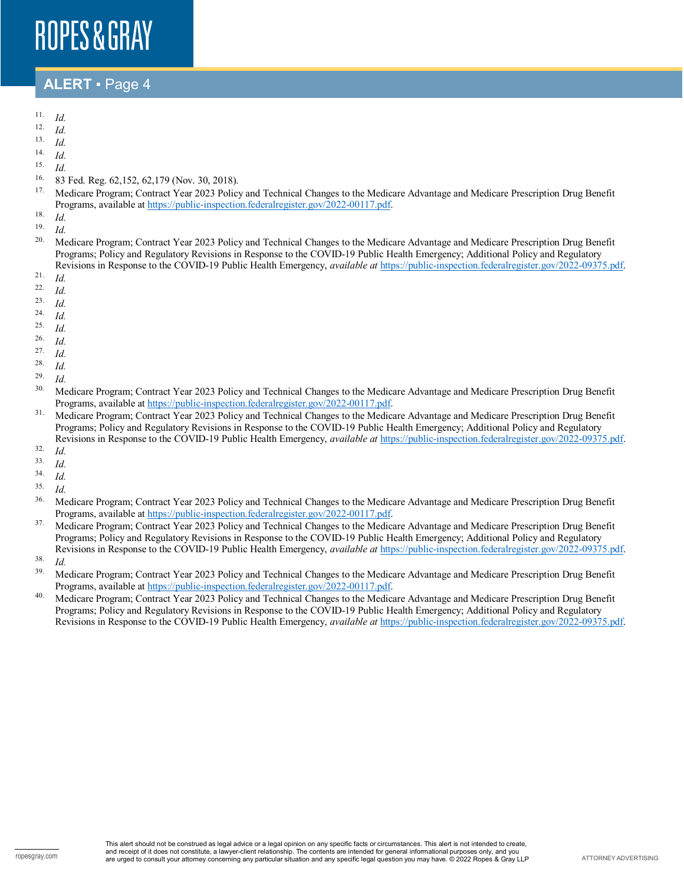11. *Id.*
12. *Id.*
13. *Id.*
14. *Id.*
15. *Id.*
16. 83 Fed. Reg. 62,152, 62,179 (Nov. 30, 2018).
17. Medicare Program; Contract Year 2023 Policy and Technical Changes to the Medicare Advantage and Medicare Prescription Drug Benefit Programs, available at https://public-inspection.federalregister.gov/2022-00117.pdf.
18. *Id.*
19. *Id.*
20. Medicare Program; Contract Year 2023 Policy and Technical Changes to the Medicare Advantage and Medicare Prescription Drug Benefit Programs; Policy and Regulatory Revisions in Response to the COVID-19 Public Health Emergency; Additional Policy and Regulatory Revisions in Response to the COVID-19 Public Health Emergency, *available at* https://public-inspection.federalregister.gov/2022-09375.pdf.
21. *Id.*
22. *Id.*
23. *Id.*
24. *Id.*
25. *Id.*
26. *Id.*
27. *Id.*
28. *Id.*
29. *Id.*
30. Medicare Program; Contract Year 2023 Policy and Technical Changes to the Medicare Advantage and Medicare Prescription Drug Benefit Programs, available at https://public-inspection.federalregister.gov/2022-00117.pdf.
31. Medicare Program; Contract Year 2023 Policy and Technical Changes to the Medicare Advantage and Medicare Prescription Drug Benefit Programs; Policy and Regulatory Revisions in Response to the COVID-19 Public Health Emergency; Additional Policy and Regulatory Revisions in Response to the COVID-19 Public Health Emergency, *available at* https://public-inspection.federalregister.gov/2022-09375.pdf.
32. *Id.*
33. *Id.*
34. *Id.*
35. *Id.*
36. Medicare Program; Contract Year 2023 Policy and Technical Changes to the Medicare Advantage and Medicare Prescription Drug Benefit Programs, available at https://public-inspection.federalregister.gov/2022-00117.pdf.
37. Medicare Program; Contract Year 2023 Policy and Technical Changes to the Medicare Advantage and Medicare Prescription Drug Benefit Programs; Policy and Regulatory Revisions in Response to the COVID-19 Public Health Emergency; Additional Policy and Regulatory Revisions in Response to the COVID-19 Public Health Emergency, *available at* https://public-inspection.federalregister.gov/2022-09375.pdf.
38. *Id.*
39. Medicare Program; Contract Year 2023 Policy and Technical Changes to the Medicare Advantage and Medicare Prescription Drug Benefit Programs, available at https://public-inspection.federalregister.gov/2022-00117.pdf.
40. Medicare Program; Contract Year 2023 Policy and Technical Changes to the Medicare Advantage and Medicare Prescription Drug Benefit Programs; Policy and Regulatory Revisions in Response to the COVID-19 Public Health Emergency; Additional Policy and Regulatory Revisions in Response to the COVID-19 Public Health Emergency, *available at* https://public-inspection.federalregister.gov/2022-09375.pdf.

This alert should not be construed as legal advice or a legal opinion on any specific facts or circumstances. This alert is not intended to create, and receipt of it does not constitute, a lawyer-client relationship. The contents are intended for general informational purposes only, and you are urged to consult your attorney concerning any particular situation and any specific legal question you may have. © 2022 Ropes & Gray LLP

ATTORNEY ADVERTISING